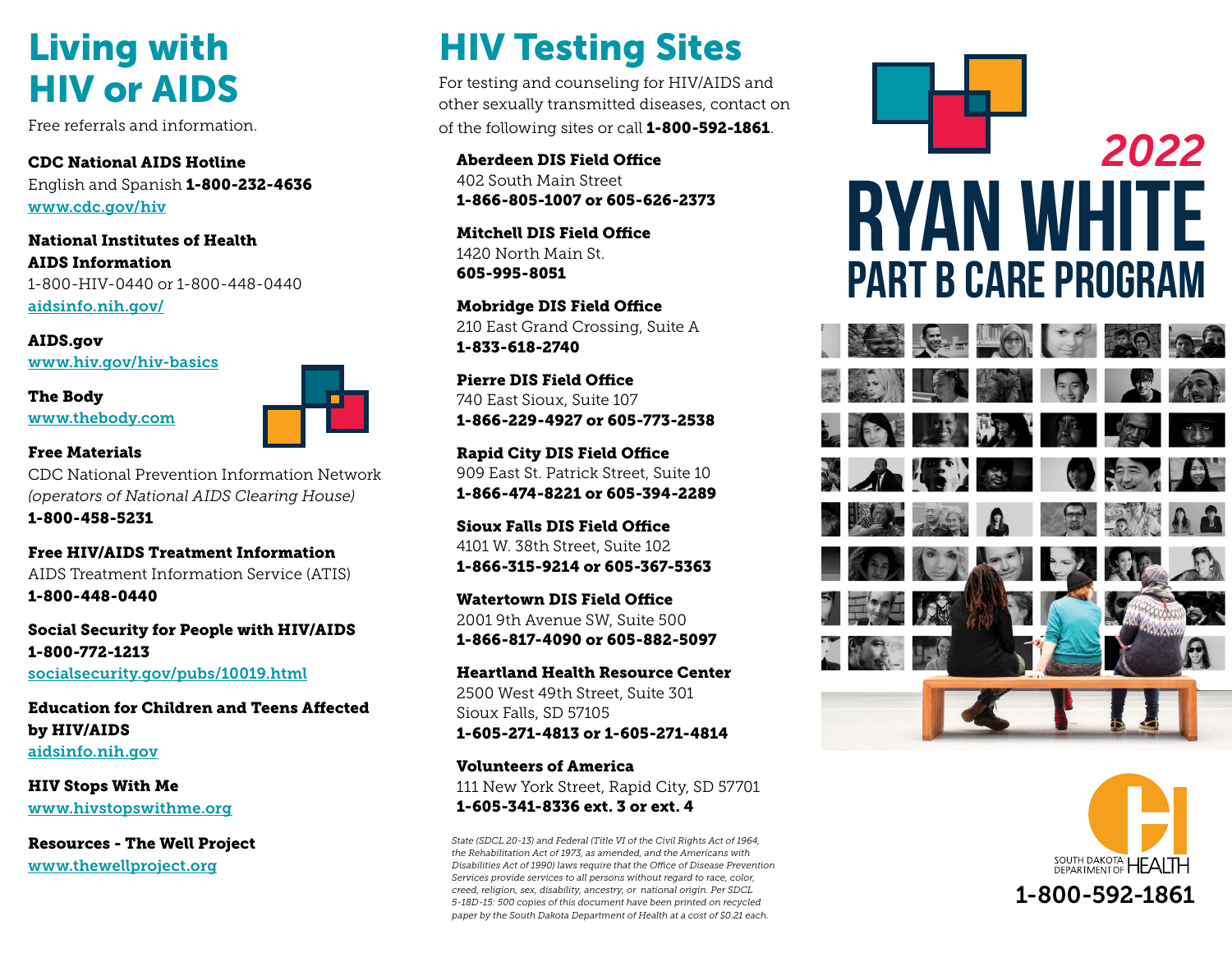# Living with HIV or AIDS

Free referrals and information.

**CDC National AIDS Hotline**
English and Spanish **1-800-232-4636**
www.cdc.gov/hiv

**National Institutes of Health AIDS Information**
1-800-HIV-0440 or 1-800-448-0440
aidsinfo.nih.gov/

**AIDS.gov**
www.hiv.gov/hiv-basics

**The Body**
www.thebody.com

**Free Materials**
CDC National Prevention Information Network
*(operators of National AIDS Clearing House)*
**1-800-458-5231**

**Free HIV/AIDS Treatment Information**
AIDS Treatment Information Service (ATIS)
**1-800-448-0440**

**Social Security for People with HIV/AIDS**
**1-800-772-1213**
socialsecurity.gov/pubs/10019.html

**Education for Children and Teens Affected by HIV/AIDS**
aidsinfo.nih.gov

**HIV Stops With Me**
www.hivstopswithme.org

**Resources - The Well Project**
www.thewellproject.org

# HIV Testing Sites

For testing and counseling for HIV/AIDS and other sexually transmitted diseases, contact on of the following sites or call **1-800-592-1861**.

**Aberdeen DIS Field Office**
402 South Main Street
**1-866-805-1007 or 605-626-2373**

**Mitchell DIS Field Office**
1420 North Main St.
**605-995-8051**

**Mobridge DIS Field Office**
210 East Grand Crossing, Suite A
**1-833-618-2740**

**Pierre DIS Field Office**
740 East Sioux, Suite 107
**1-866-229-4927 or 605-773-2538**

**Rapid City DIS Field Office**
909 East St. Patrick Street, Suite 10
**1-866-474-8221 or 605-394-2289**

**Sioux Falls DIS Field Office**
4101 W. 38th Street, Suite 102
**1-866-315-9214 or 605-367-5363**

**Watertown DIS Field Office**
2001 9th Avenue SW, Suite 500
**1-866-817-4090 or 605-882-5097**

**Heartland Health Resource Center**
2500 West 49th Street, Suite 301
Sioux Falls, SD 57105
**1-605-271-4813 or 1-605-271-4814**

**Volunteers of America**
111 New York Street, Rapid City, SD 57701
**1-605-341-8336 ext. 3 or ext. 4**

*State (SDCL 20-13) and Federal (Title VI of the Civil Rights Act of 1964, the Rehabilitation Act of 1973, as amended, and the Americans with Disabilities Act of 1990) laws require that the Office of Disease Prevention Services provide services to all persons without regard to race, color, creed, religion, sex, disability, ancestry, or national origin. Per SDCL 5-18D-15: 500 copies of this document have been printed on recycled paper by the South Dakota Department of Health at a cost of $0.21 each.*

# 2022 RYAN WHITE PART B CARE PROGRAM

SOUTH DAKOTA DEPARTMENT OF HEALTH

1-800-592-1861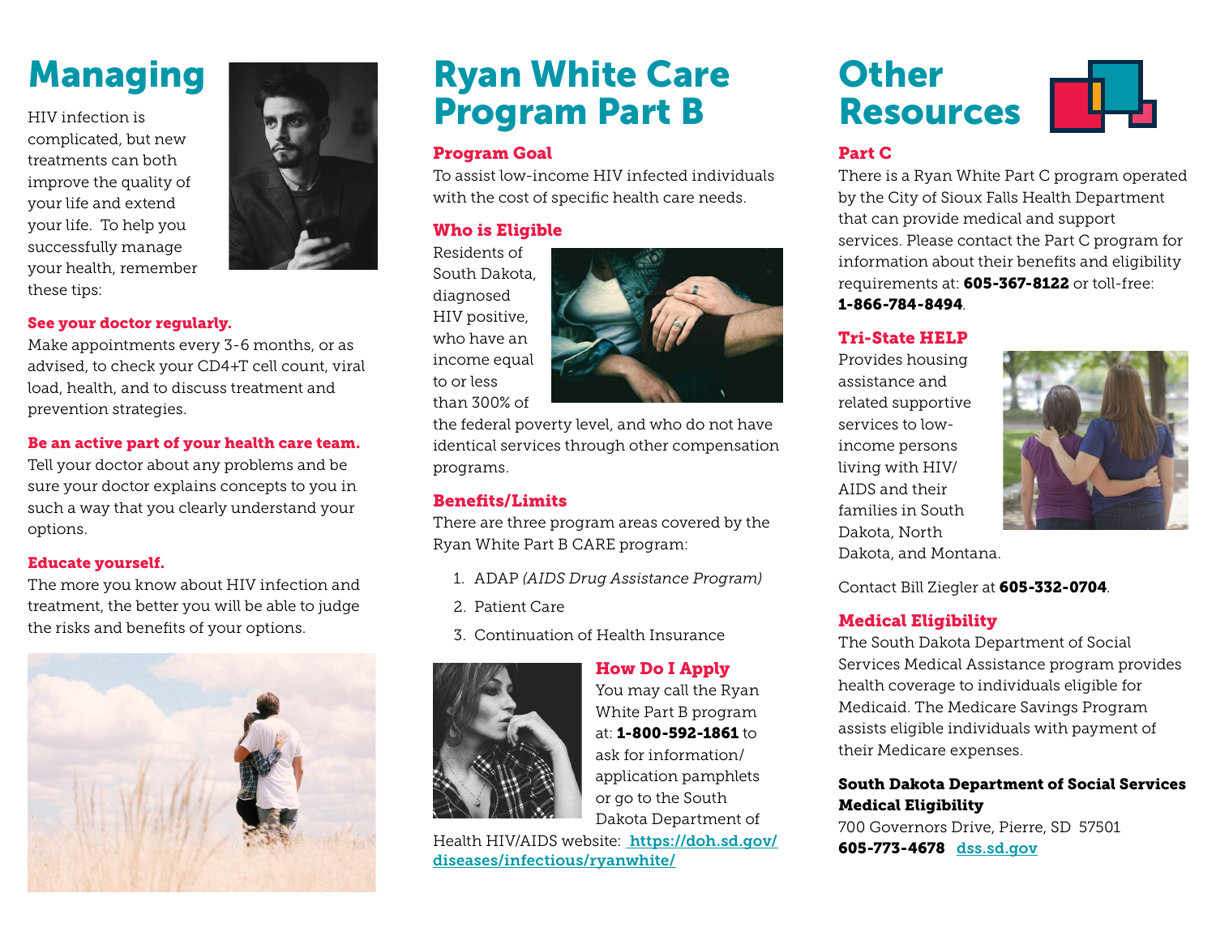# Managing

HIV infection is complicated, but new treatments can both improve the quality of your life and extend your life. To help you successfully manage your health, remember these tips:

### See your doctor regularly.

Make appointments every 3-6 months, or as advised, to check your CD4+T cell count, viral load, health, and to discuss treatment and prevention strategies.

### Be an active part of your health care team.

Tell your doctor about any problems and be sure your doctor explains concepts to you in such a way that you clearly understand your options.

### Educate yourself.

The more you know about HIV infection and treatment, the better you will be able to judge the risks and benefits of your options.

# Ryan White Care Program Part B

### Program Goal

To assist low-income HIV infected individuals with the cost of specific health care needs.

### Who is Eligible

Residents of South Dakota, diagnosed HIV positive, who have an income equal to or less than 300% of the federal poverty level, and who do not have identical services through other compensation programs.

### Benefits/Limits

There are three program areas covered by the Ryan White Part B CARE program:

1. ADAP *(AIDS Drug Assistance Program)*
2. Patient Care
3. Continuation of Health Insurance

### How Do I Apply

You may call the Ryan White Part B program at: **1-800-592-1861** to ask for information/application pamphlets or go to the South Dakota Department of Health HIV/AIDS website: https://doh.sd.gov/diseases/infectious/ryanwhite/

# Other Resources

### Part C

There is a Ryan White Part C program operated by the City of Sioux Falls Health Department that can provide medical and support services. Please contact the Part C program for information about their benefits and eligibility requirements at: **605-367-8122** or toll-free: **1-866-784-8494**.

### Tri-State HELP

Provides housing assistance and related supportive services to low-income persons living with HIV/AIDS and their families in South Dakota, North Dakota, and Montana.

Contact Bill Ziegler at **605-332-0704**.

### Medical Eligibility

The South Dakota Department of Social Services Medical Assistance program provides health coverage to individuals eligible for Medicaid. The Medicare Savings Program assists eligible individuals with payment of their Medicare expenses.

**South Dakota Department of Social Services Medical Eligibility**

700 Governors Drive, Pierre, SD 57501

**605-773-4678** dss.sd.gov